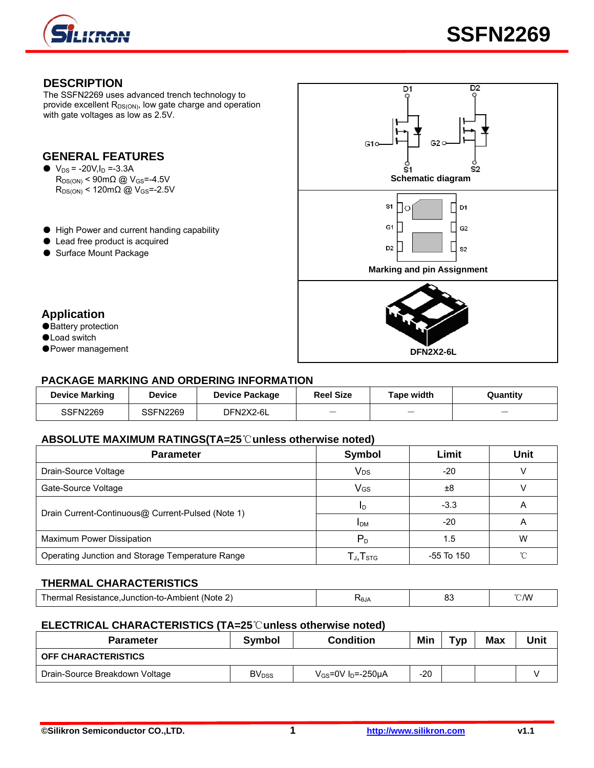# SSFN2269

## DESCRIPTION

The SSFN2269 uses advanced trench technology to provide excellent $R_{DS(ON)}$, low gate charge and operation with gate voltages as low as 2.5V.

## GENERAL FEATURES

- $V_{DS}$ = -20V,$I_D$ =-3.3A
  $R_{DS(ON)}$ < 90mΩ @ $V_{GS}$=-4.5V
  $R_{DS(ON)}$ < 120mΩ @ $V_{GS}$=-2.5V
- High Power and current handing capability
- Lead free product is acquired
- Surface Mount Package

## Application

- Battery protection
- Load switch
- Power management

Schematic diagram

Marking and pin Assignment

DFN2X2-6L

## PACKAGE MARKING AND ORDERING INFORMATION

| Device Marking | Device | Device Package | Reel Size | Tape width | Quantity |
|---|---|---|---|---|---|
| SSFN2269 | SSFN2269 | DFN2X2-6L | — | — | — |

## ABSOLUTE MAXIMUM RATINGS(TA=25℃unless otherwise noted)

| Parameter | Symbol | Limit | Unit |
|---|---|---|---|
| Drain-Source Voltage | $V_{DS}$ | -20 | V |
| Gate-Source Voltage | $V_{GS}$ | ±8 | V |
| Drain Current-Continuous@ Current-Pulsed (Note 1) | $I_D$ | -3.3 | A |
| | $I_{DM}$ | -20 | A |
| Maximum Power Dissipation | $P_D$ | 1.5 | W |
| Operating Junction and Storage Temperature Range | $T_J$,$T_{STG}$ | -55 To 150 | ℃ |

## THERMAL CHARACTERISTICS

| Parameter | Symbol | Limit | Unit |
|---|---|---|---|
| Thermal Resistance,Junction-to-Ambient (Note 2) | $R_{\theta JA}$ | 83 | ℃/W |

## ELECTRICAL CHARACTERISTICS (TA=25℃unless otherwise noted)

| Parameter | Symbol | Condition | Min | Typ | Max | Unit |
|---|---|---|---|---|---|---|
| **OFF CHARACTERISTICS** | | | | | | |
| Drain-Source Breakdown Voltage | $BV_{DSS}$ | $V_{GS}$=0V $I_D$=-250μA | -20 | | | V |

©Silikron Semiconductor CO.,LTD. http://www.silikron.com v1.1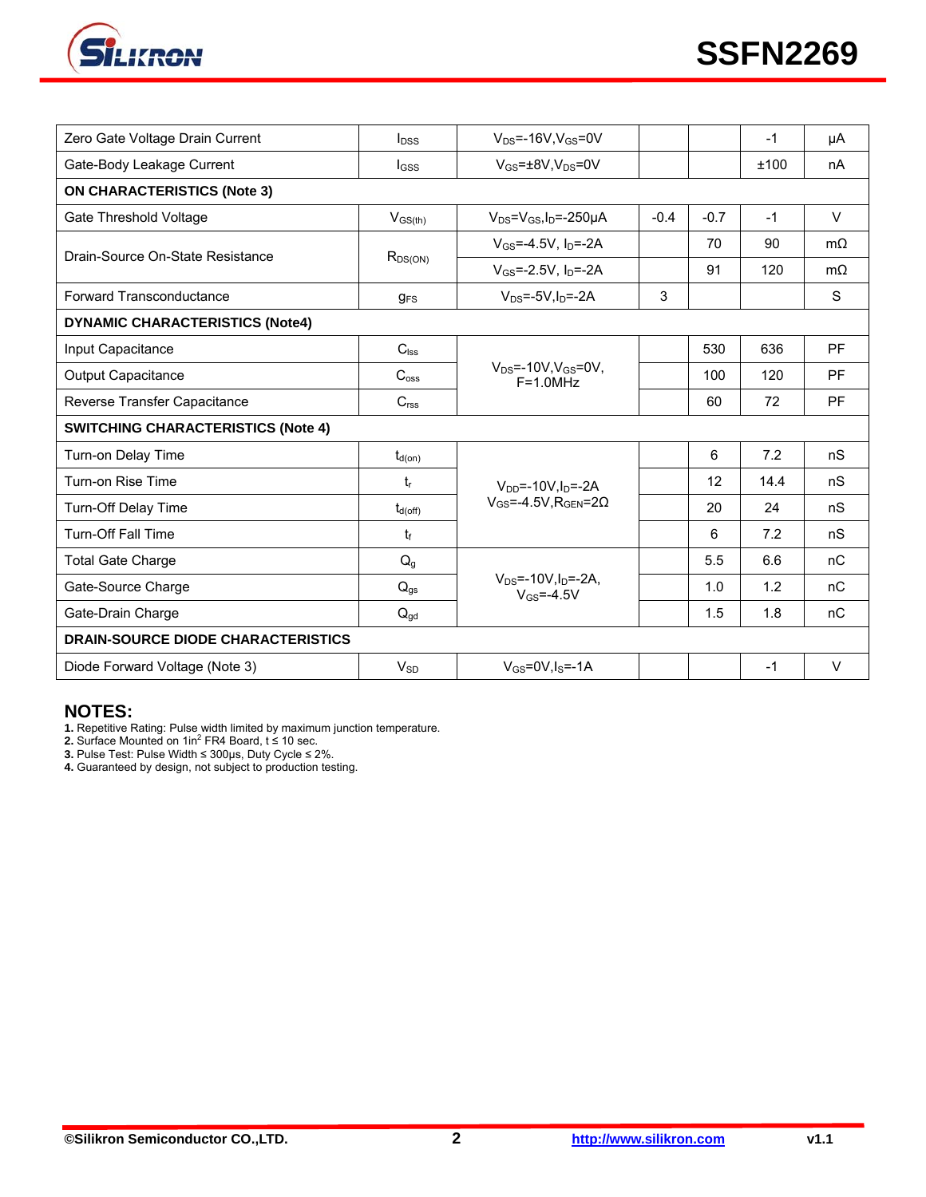| Parameter | Symbol | Condition | Min | Typ | Max | Unit |
|---|---|---|---|---|---|---|
| Zero Gate Voltage Drain Current | $I_{DSS}$ | $V_{DS}$=-16V,$V_{GS}$=0V | | | -1 | μA |
| Gate-Body Leakage Current | $I_{GSS}$ | $V_{GS}$=±8V,$V_{DS}$=0V | | | ±100 | nA |
| **ON CHARACTERISTICS (Note 3)** | | | | | | |
| Gate Threshold Voltage | $V_{GS(th)}$ | $V_{DS}$=$V_{GS}$,$I_D$=-250μA | -0.4 | -0.7 | -1 | V |
| Drain-Source On-State Resistance | $R_{DS(ON)}$ | $V_{GS}$=-4.5V, $I_D$=-2A | | 70 | 90 | mΩ |
| | | $V_{GS}$=-2.5V, $I_D$=-2A | | 91 | 120 | mΩ |
| Forward Transconductance | $g_{FS}$ | $V_{DS}$=-5V,$I_D$=-2A | 3 | | | S |
| **DYNAMIC CHARACTERISTICS (Note4)** | | | | | | |
| Input Capacitance | $C_{lss}$ | $V_{DS}$=-10V,$V_{GS}$=0V, F=1.0MHz | | 530 | 636 | PF |
| Output Capacitance | $C_{oss}$ | | | 100 | 120 | PF |
| Reverse Transfer Capacitance | $C_{rss}$ | | | 60 | 72 | PF |
| **SWITCHING CHARACTERISTICS (Note 4)** | | | | | | |
| Turn-on Delay Time | $t_{d(on)}$ | $V_{DD}$=-10V,$I_D$=-2A $V_{GS}$=-4.5V,$R_{GEN}$=2Ω | | 6 | 7.2 | nS |
| Turn-on Rise Time | $t_r$ | | | 12 | 14.4 | nS |
| Turn-Off Delay Time | $t_{d(off)}$ | | | 20 | 24 | nS |
| Turn-Off Fall Time | $t_f$ | | | 6 | 7.2 | nS |
| Total Gate Charge | $Q_g$ | $V_{DS}$=-10V,$I_D$=-2A, $V_{GS}$=-4.5V | | 5.5 | 6.6 | nC |
| Gate-Source Charge | $Q_{gs}$ | | | 1.0 | 1.2 | nC |
| Gate-Drain Charge | $Q_{gd}$ | | | 1.5 | 1.8 | nC |
| **DRAIN-SOURCE DIODE CHARACTERISTICS** | | | | | | |
| Diode Forward Voltage (Note 3) | $V_{SD}$ | $V_{GS}$=0V,$I_S$=-1A | | | -1 | V |

## NOTES:

**1.** Repetitive Rating: Pulse width limited by maximum junction temperature.
**2.** Surface Mounted on 1in$^2$ FR4 Board, t ≤ 10 sec.
**3.** Pulse Test: Pulse Width ≤ 300μs, Duty Cycle ≤ 2%.
**4.** Guaranteed by design, not subject to production testing.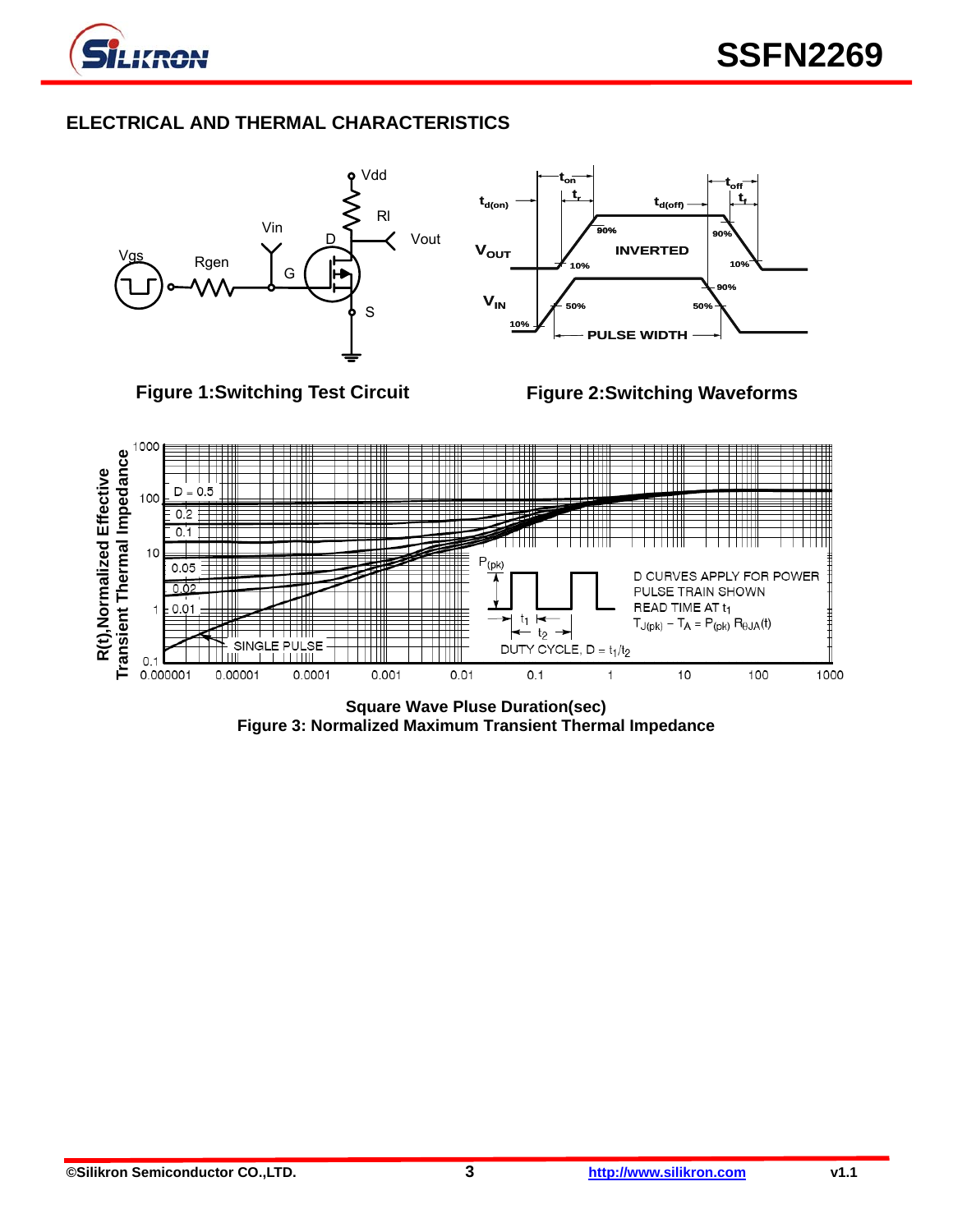## ELECTRICAL AND THERMAL CHARACTERISTICS

Figure 1:Switching Test Circuit

Figure 2:Switching Waveforms

Square Wave Pluse Duration(sec)

Figure 3: Normalized Maximum Transient Thermal Impedance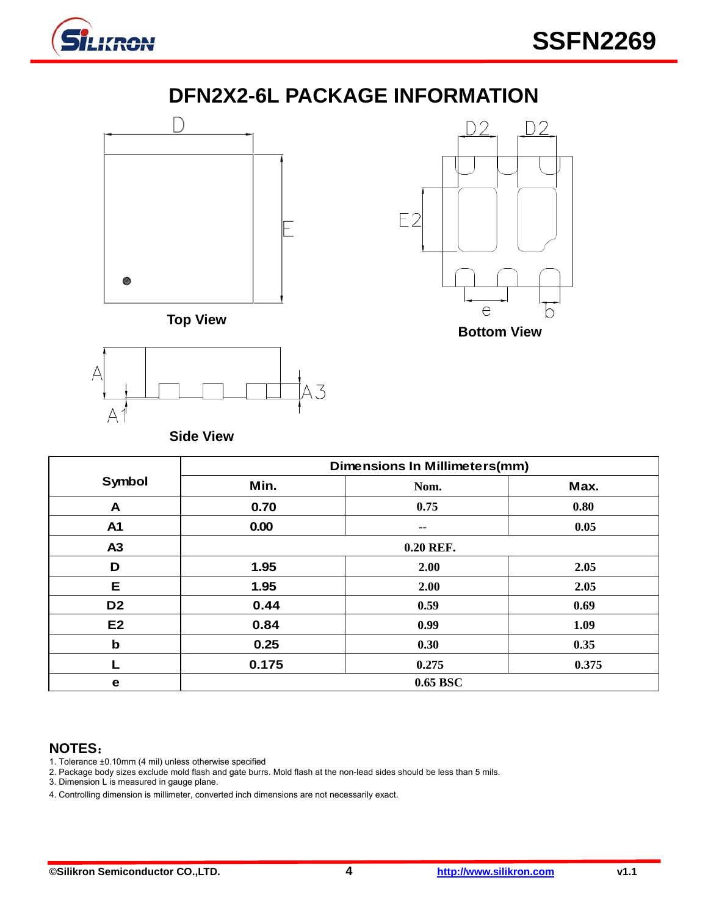# DFN2X2-6L PACKAGE INFORMATION

Top View

Bottom View

Side View

| Symbol | Dimensions In Millimeters(mm) | | |
|---|---|---|---|
| | Min. | Nom. | Max. |
| A | 0.70 | 0.75 | 0.80 |
| A1 | 0.00 | -- | 0.05 |
| A3 | 0.20 REF. | | |
| D | 1.95 | 2.00 | 2.05 |
| E | 1.95 | 2.00 | 2.05 |
| D2 | 0.44 | 0.59 | 0.69 |
| E2 | 0.84 | 0.99 | 1.09 |
| b | 0.25 | 0.30 | 0.35 |
| L | 0.175 | 0.275 | 0.375 |
| e | 0.65 BSC | | |

**NOTES：**

1. Tolerance ±0.10mm (4 mil) unless otherwise specified
2. Package body sizes exclude mold flash and gate burrs. Mold flash at the non-lead sides should be less than 5 mils.
3. Dimension L is measured in gauge plane.
4. Controlling dimension is millimeter, converted inch dimensions are not necessarily exact.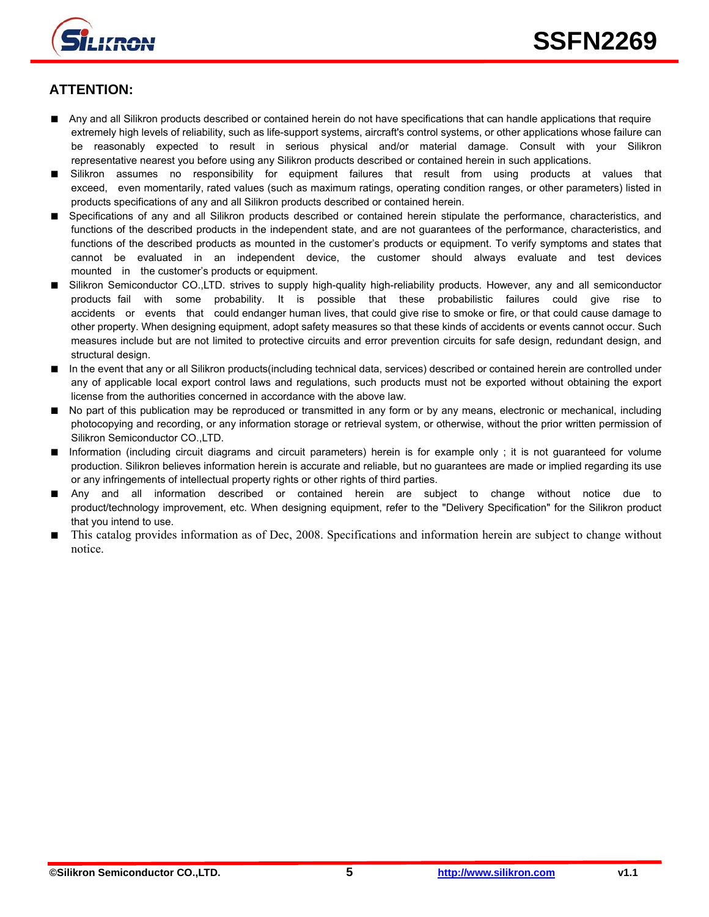## ATTENTION:

- Any and all Silikron products described or contained herein do not have specifications that can handle applications that require extremely high levels of reliability, such as life-support systems, aircraft's control systems, or other applications whose failure can be reasonably expected to result in serious physical and/or material damage. Consult with your Silikron representative nearest you before using any Silikron products described or contained herein in such applications.
- Silikron assumes no responsibility for equipment failures that result from using products at values that exceed, even momentarily, rated values (such as maximum ratings, operating condition ranges, or other parameters) listed in products specifications of any and all Silikron products described or contained herein.
- Specifications of any and all Silikron products described or contained herein stipulate the performance, characteristics, and functions of the described products in the independent state, and are not guarantees of the performance, characteristics, and functions of the described products as mounted in the customer's products or equipment. To verify symptoms and states that cannot be evaluated in an independent device, the customer should always evaluate and test devices mounted in the customer's products or equipment.
- Silikron Semiconductor CO.,LTD. strives to supply high-quality high-reliability products. However, any and all semiconductor products fail with some probability. It is possible that these probabilistic failures could give rise to accidents or events that could endanger human lives, that could give rise to smoke or fire, or that could cause damage to other property. When designing equipment, adopt safety measures so that these kinds of accidents or events cannot occur. Such measures include but are not limited to protective circuits and error prevention circuits for safe design, redundant design, and structural design.
- In the event that any or all Silikron products(including technical data, services) described or contained herein are controlled under any of applicable local export control laws and regulations, such products must not be exported without obtaining the export license from the authorities concerned in accordance with the above law.
- No part of this publication may be reproduced or transmitted in any form or by any means, electronic or mechanical, including photocopying and recording, or any information storage or retrieval system, or otherwise, without the prior written permission of Silikron Semiconductor CO.,LTD.
- Information (including circuit diagrams and circuit parameters) herein is for example only ; it is not guaranteed for volume production. Silikron believes information herein is accurate and reliable, but no guarantees are made or implied regarding its use or any infringements of intellectual property rights or other rights of third parties.
- Any and all information described or contained herein are subject to change without notice due to product/technology improvement, etc. When designing equipment, refer to the "Delivery Specification" for the Silikron product that you intend to use.
- This catalog provides information as of Dec, 2008. Specifications and information herein are subject to change without notice.